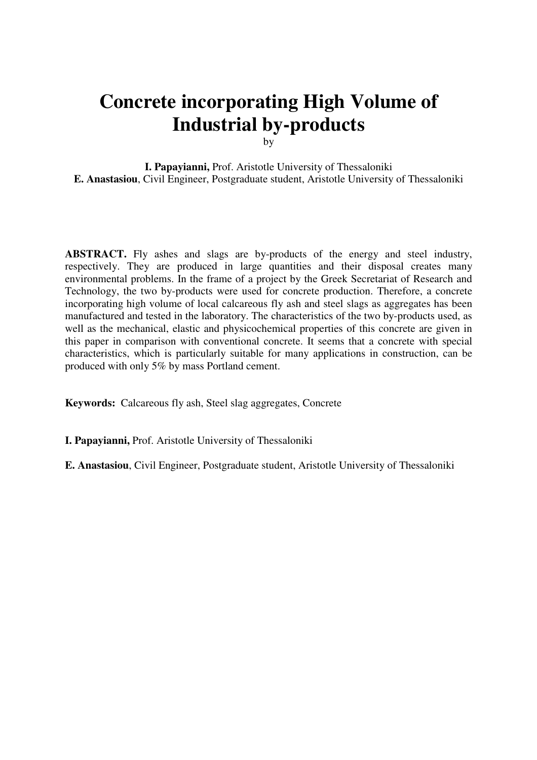# Concrete incorporating High Volume of Industrial by-products

by

**I. Papayianni,** Prof. Aristotle University of Thessaloniki
**E. Anastasiou**, Civil Engineer, Postgraduate student, Aristotle University of Thessaloniki

**ABSTRACT.** Fly ashes and slags are by-products of the energy and steel industry, respectively. They are produced in large quantities and their disposal creates many environmental problems. In the frame of a project by the Greek Secretariat of Research and Technology, the two by-products were used for concrete production. Therefore, a concrete incorporating high volume of local calcareous fly ash and steel slags as aggregates has been manufactured and tested in the laboratory. The characteristics of the two by-products used, as well as the mechanical, elastic and physicochemical properties of this concrete are given in this paper in comparison with conventional concrete. It seems that a concrete with special characteristics, which is particularly suitable for many applications in construction, can be produced with only 5% by mass Portland cement.

**Keywords:** Calcareous fly ash, Steel slag aggregates, Concrete

**I. Papayianni,** Prof. Aristotle University of Thessaloniki

**E. Anastasiou**, Civil Engineer, Postgraduate student, Aristotle University of Thessaloniki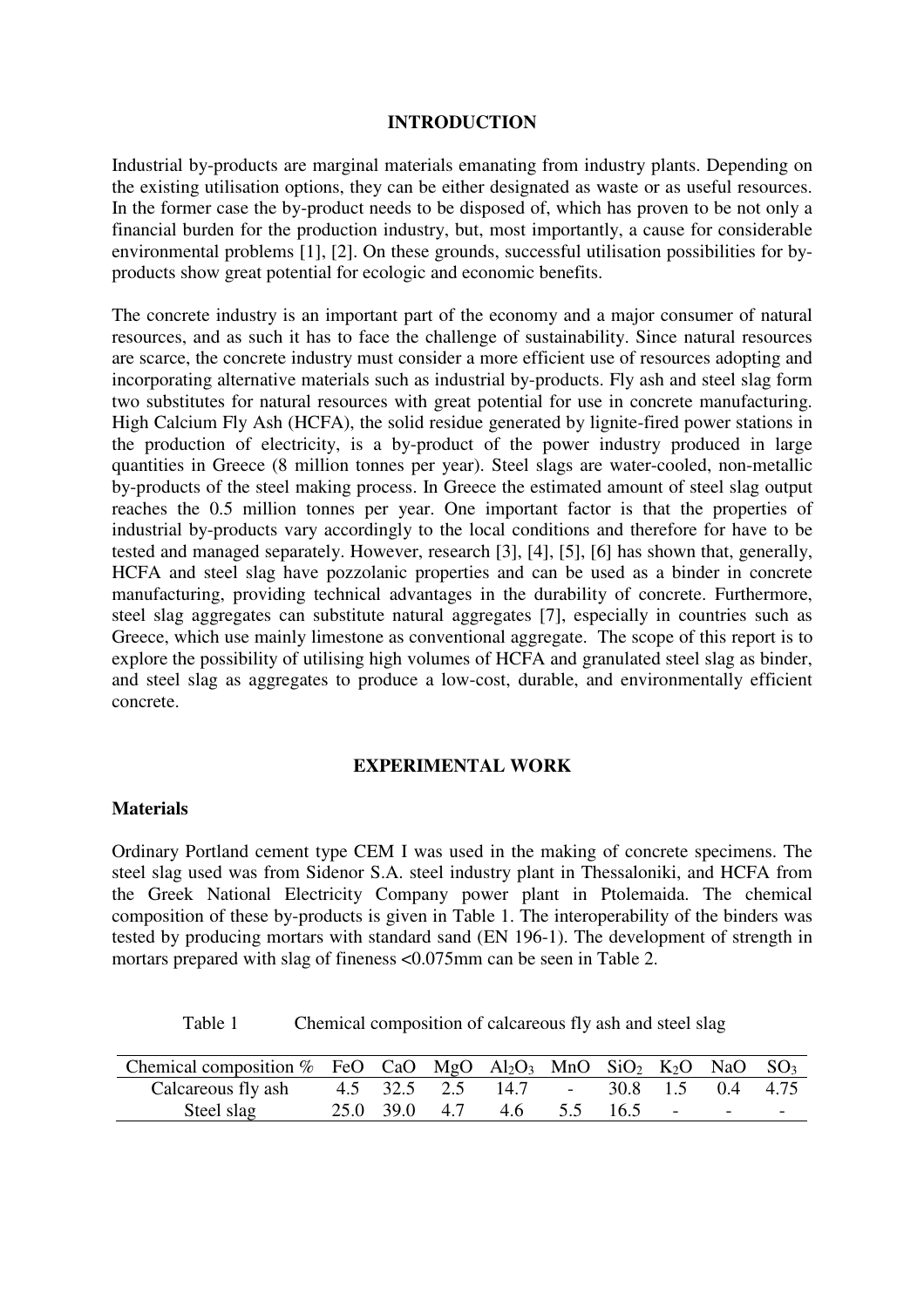## INTRODUCTION

Industrial by-products are marginal materials emanating from industry plants. Depending on the existing utilisation options, they can be either designated as waste or as useful resources. In the former case the by-product needs to be disposed of, which has proven to be not only a financial burden for the production industry, but, most importantly, a cause for considerable environmental problems [1], [2]. On these grounds, successful utilisation possibilities for by-products show great potential for ecologic and economic benefits.

The concrete industry is an important part of the economy and a major consumer of natural resources, and as such it has to face the challenge of sustainability. Since natural resources are scarce, the concrete industry must consider a more efficient use of resources adopting and incorporating alternative materials such as industrial by-products. Fly ash and steel slag form two substitutes for natural resources with great potential for use in concrete manufacturing. High Calcium Fly Ash (HCFA), the solid residue generated by lignite-fired power stations in the production of electricity, is a by-product of the power industry produced in large quantities in Greece (8 million tonnes per year). Steel slags are water-cooled, non-metallic by-products of the steel making process. In Greece the estimated amount of steel slag output reaches the 0.5 million tonnes per year. One important factor is that the properties of industrial by-products vary accordingly to the local conditions and therefore for have to be tested and managed separately. However, research [3], [4], [5], [6] has shown that, generally, HCFA and steel slag have pozzolanic properties and can be used as a binder in concrete manufacturing, providing technical advantages in the durability of concrete. Furthermore, steel slag aggregates can substitute natural aggregates [7], especially in countries such as Greece, which use mainly limestone as conventional aggregate. The scope of this report is to explore the possibility of utilising high volumes of HCFA and granulated steel slag as binder, and steel slag as aggregates to produce a low-cost, durable, and environmentally efficient concrete.

## EXPERIMENTAL WORK

### Materials

Ordinary Portland cement type CEM I was used in the making of concrete specimens. The steel slag used was from Sidenor S.A. steel industry plant in Thessaloniki, and HCFA from the Greek National Electricity Company power plant in Ptolemaida. The chemical composition of these by-products is given in Table 1. The interoperability of the binders was tested by producing mortars with standard sand (EN 196-1). The development of strength in mortars prepared with slag of fineness <0.075mm can be seen in Table 2.

Table 1 Chemical composition of calcareous fly ash and steel slag

| Chemical composition % | FeO | CaO | MgO | $Al_2O_3$ | MnO | $SiO_2$ | $K_2O$ | NaO | $SO_3$ |
|---|---|---|---|---|---|---|---|---|---|
| Calcareous fly ash | 4.5 | 32.5 | 2.5 | 14.7 | - | 30.8 | 1.5 | 0.4 | 4.75 |
| Steel slag | 25.0 | 39.0 | 4.7 | 4.6 | 5.5 | 16.5 | - | - | - |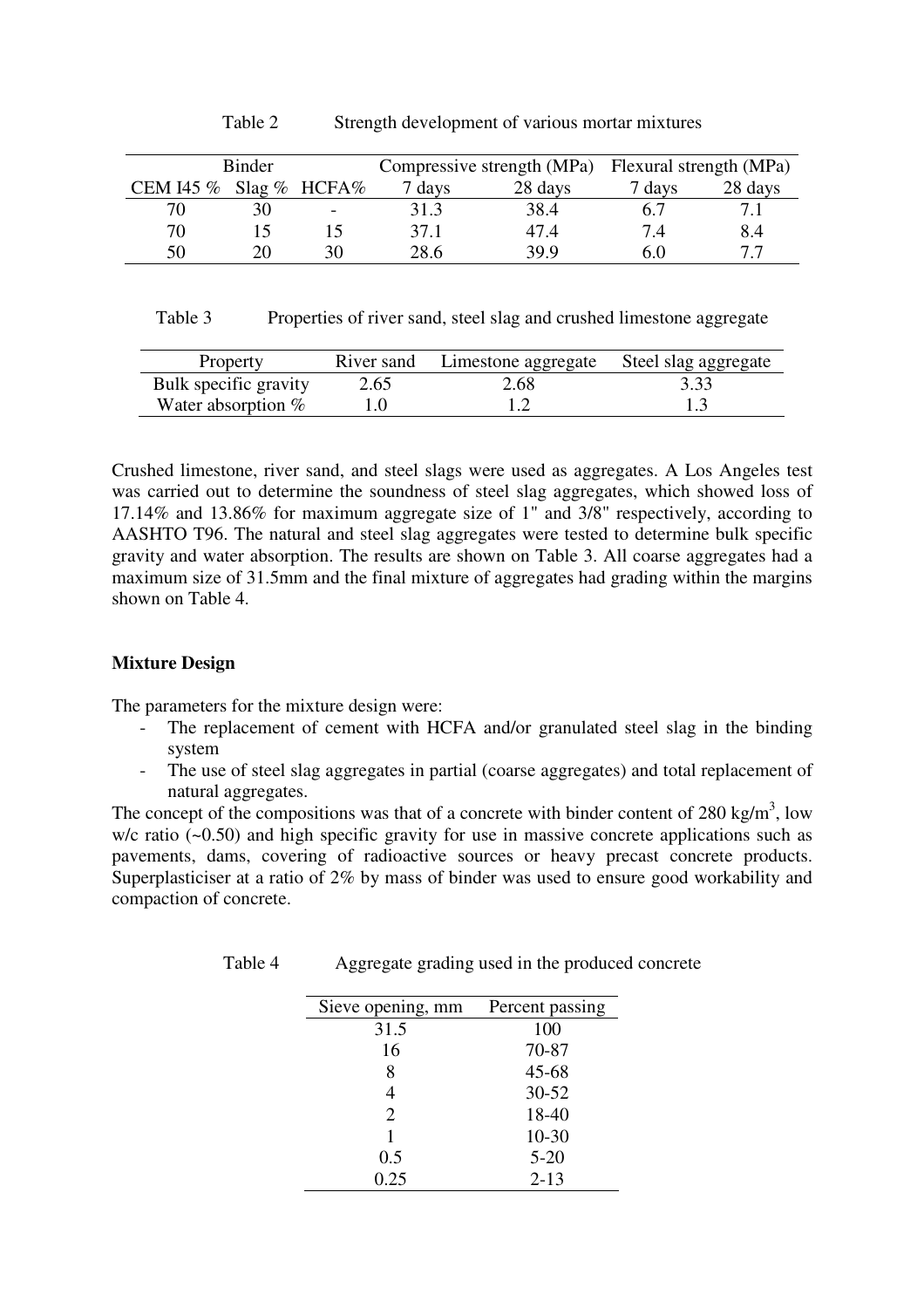Table 2 Strength development of various mortar mixtures

| Binder | | | Compressive strength (MPa) | | Flexural strength (MPa) | |
|---|---|---|---|---|---|---|
| CEM I45 % | Slag % | HCFA% | 7 days | 28 days | 7 days | 28 days |
| 70 | 30 | - | 31.3 | 38.4 | 6.7 | 7.1 |
| 70 | 15 | 15 | 37.1 | 47.4 | 7.4 | 8.4 |
| 50 | 20 | 30 | 28.6 | 39.9 | 6.0 | 7.7 |

Table 3 Properties of river sand, steel slag and crushed limestone aggregate

| Property | River sand | Limestone aggregate | Steel slag aggregate |
|---|---|---|---|
| Bulk specific gravity | 2.65 | 2.68 | 3.33 |
| Water absorption % | 1.0 | 1.2 | 1.3 |

Crushed limestone, river sand, and steel slags were used as aggregates. A Los Angeles test was carried out to determine the soundness of steel slag aggregates, which showed loss of 17.14% and 13.86% for maximum aggregate size of 1" and 3/8" respectively, according to AASHTO T96. The natural and steel slag aggregates were tested to determine bulk specific gravity and water absorption. The results are shown on Table 3. All coarse aggregates had a maximum size of 31.5mm and the final mixture of aggregates had grading within the margins shown on Table 4.

**Mixture Design**

The parameters for the mixture design were:

- The replacement of cement with HCFA and/or granulated steel slag in the binding system
- The use of steel slag aggregates in partial (coarse aggregates) and total replacement of natural aggregates.

The concept of the compositions was that of a concrete with binder content of 280 kg/m$^3$, low w/c ratio (~0.50) and high specific gravity for use in massive concrete applications such as pavements, dams, covering of radioactive sources or heavy precast concrete products. Superplasticiser at a ratio of 2% by mass of binder was used to ensure good workability and compaction of concrete.

Table 4 Aggregate grading used in the produced concrete

| Sieve opening, mm | Percent passing |
|---|---|
| 31.5 | 100 |
| 16 | 70-87 |
| 8 | 45-68 |
| 4 | 30-52 |
| 2 | 18-40 |
| 1 | 10-30 |
| 0.5 | 5-20 |
| 0.25 | 2-13 |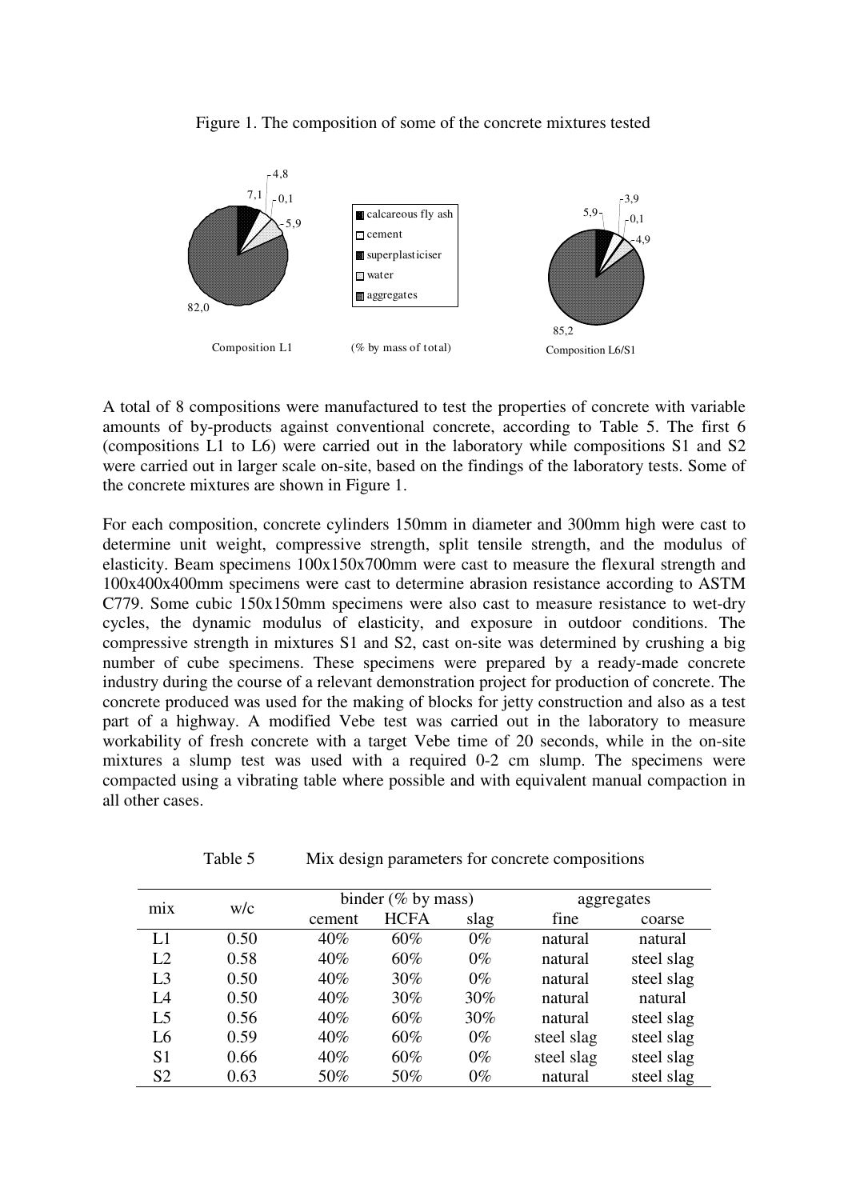Figure 1. The composition of some of the concrete mixtures tested

Composition L1 (% by mass of total): calcareous fly ash 7,1; cement 4,8; superplasticiser 0,1; water 5,9; aggregates 82,0

Composition L6/S1 (% by mass of total): calcareous fly ash 5,9; cement 3,9; superplasticiser 0,1; water 4,9; aggregates 85,2

A total of 8 compositions were manufactured to test the properties of concrete with variable amounts of by-products against conventional concrete, according to Table 5. The first 6 (compositions L1 to L6) were carried out in the laboratory while compositions S1 and S2 were carried out in larger scale on-site, based on the findings of the laboratory tests. Some of the concrete mixtures are shown in Figure 1.

For each composition, concrete cylinders 150mm in diameter and 300mm high were cast to determine unit weight, compressive strength, split tensile strength, and the modulus of elasticity. Beam specimens 100x150x700mm were cast to measure the flexural strength and 100x400x400mm specimens were cast to determine abrasion resistance according to ASTM C779. Some cubic 150x150mm specimens were also cast to measure resistance to wet-dry cycles, the dynamic modulus of elasticity, and exposure in outdoor conditions. The compressive strength in mixtures S1 and S2, cast on-site was determined by crushing a big number of cube specimens. These specimens were prepared by a ready-made concrete industry during the course of a relevant demonstration project for production of concrete. The concrete produced was used for the making of blocks for jetty construction and also as a test part of a highway. A modified Vebe test was carried out in the laboratory to measure workability of fresh concrete with a target Vebe time of 20 seconds, while in the on-site mixtures a slump test was used with a required 0-2 cm slump. The specimens were compacted using a vibrating table where possible and with equivalent manual compaction in all other cases.

Table 5 Mix design parameters for concrete compositions

| mix | w/c | binder (% by mass) | | | aggregates | |
|---|---|---|---|---|---|---|
| | | cement | HCFA | slag | fine | coarse |
| L1 | 0.50 | 40% | 60% | 0% | natural | natural |
| L2 | 0.58 | 40% | 60% | 0% | natural | steel slag |
| L3 | 0.50 | 40% | 30% | 0% | natural | steel slag |
| L4 | 0.50 | 40% | 30% | 30% | natural | natural |
| L5 | 0.56 | 40% | 60% | 30% | natural | steel slag |
| L6 | 0.59 | 40% | 60% | 0% | steel slag | steel slag |
| S1 | 0.66 | 40% | 60% | 0% | steel slag | steel slag |
| S2 | 0.63 | 50% | 50% | 0% | natural | steel slag |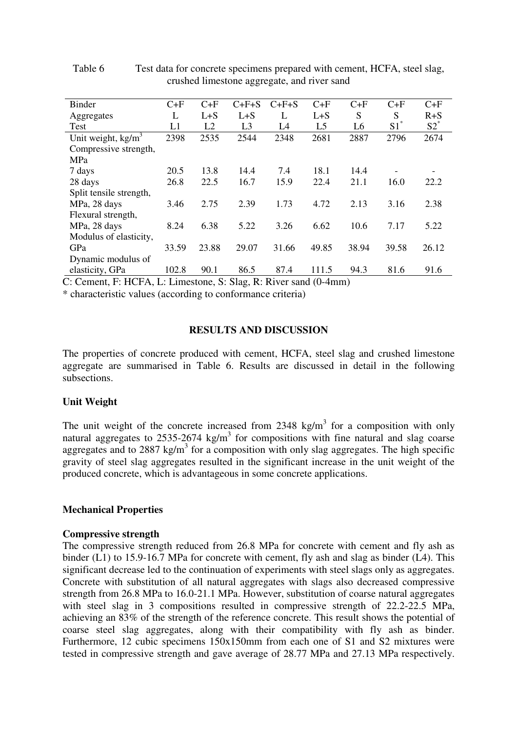Table 6 Test data for concrete specimens prepared with cement, HCFA, steel slag, crushed limestone aggregate, and river sand

| Binder | C+F | C+F | C+F+S | C+F+S | C+F | C+F | C+F | C+F |
|---|---|---|---|---|---|---|---|---|
| Aggregates | L | L+S | L+S | L | L+S | S | S | R+S |
| Test | L1 | L2 | L3 | L4 | L5 | L6 | S1* | S2* |
| Unit weight, kg/m$^3$ | 2398 | 2535 | 2544 | 2348 | 2681 | 2887 | 2796 | 2674 |
| Compressive strength, MPa | | | | | | | | |
| 7 days | 20.5 | 13.8 | 14.4 | 7.4 | 18.1 | 14.4 | - | - |
| 28 days | 26.8 | 22.5 | 16.7 | 15.9 | 22.4 | 21.1 | 16.0 | 22.2 |
| Split tensile strength, MPa, 28 days | 3.46 | 2.75 | 2.39 | 1.73 | 4.72 | 2.13 | 3.16 | 2.38 |
| Flexural strength, MPa, 28 days | 8.24 | 6.38 | 5.22 | 3.26 | 6.62 | 10.6 | 7.17 | 5.22 |
| Modulus of elasticity, GPa | 33.59 | 23.88 | 29.07 | 31.66 | 49.85 | 38.94 | 39.58 | 26.12 |
| Dynamic modulus of elasticity, GPa | 102.8 | 90.1 | 86.5 | 87.4 | 111.5 | 94.3 | 81.6 | 91.6 |

C: Cement, F: HCFA, L: Limestone, S: Slag, R: River sand (0-4mm)

* characteristic values (according to conformance criteria)

## RESULTS AND DISCUSSION

The properties of concrete produced with cement, HCFA, steel slag and crushed limestone aggregate are summarised in Table 6. Results are discussed in detail in the following subsections.

### Unit Weight

The unit weight of the concrete increased from 2348 kg/m$^3$ for a composition with only natural aggregates to 2535-2674 kg/m$^3$ for compositions with fine natural and slag coarse aggregates and to 2887 kg/m$^3$ for a composition with only slag aggregates. The high specific gravity of steel slag aggregates resulted in the significant increase in the unit weight of the produced concrete, which is advantageous in some concrete applications.

### Mechanical Properties

#### Compressive strength

The compressive strength reduced from 26.8 MPa for concrete with cement and fly ash as binder (L1) to 15.9-16.7 MPa for concrete with cement, fly ash and slag as binder (L4). This significant decrease led to the continuation of experiments with steel slags only as aggregates. Concrete with substitution of all natural aggregates with slags also decreased compressive strength from 26.8 MPa to 16.0-21.1 MPa. However, substitution of coarse natural aggregates with steel slag in 3 compositions resulted in compressive strength of 22.2-22.5 MPa, achieving an 83% of the strength of the reference concrete. This result shows the potential of coarse steel slag aggregates, along with their compatibility with fly ash as binder. Furthermore, 12 cubic specimens 150x150mm from each one of S1 and S2 mixtures were tested in compressive strength and gave average of 28.77 MPa and 27.13 MPa respectively.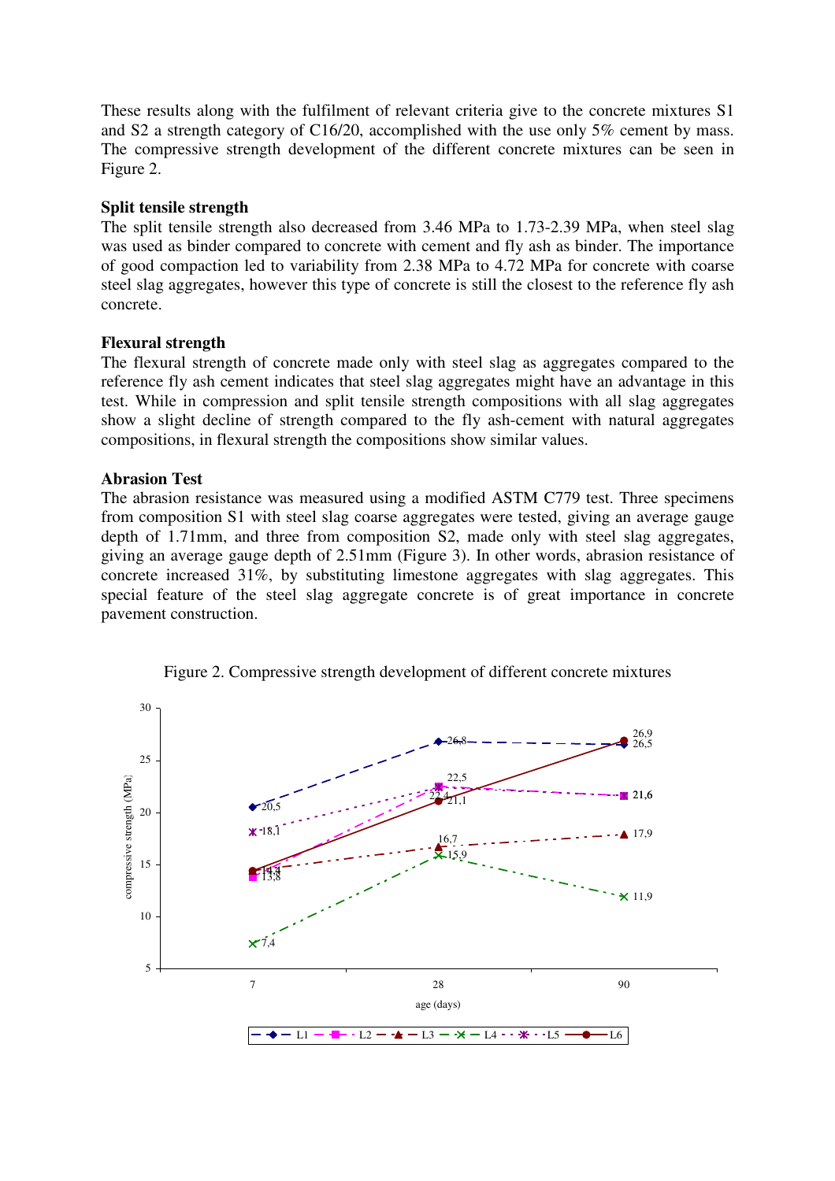These results along with the fulfilment of relevant criteria give to the concrete mixtures S1 and S2 a strength category of C16/20, accomplished with the use only 5% cement by mass. The compressive strength development of the different concrete mixtures can be seen in Figure 2.

**Split tensile strength**

The split tensile strength also decreased from 3.46 MPa to 1.73-2.39 MPa, when steel slag was used as binder compared to concrete with cement and fly ash as binder. The importance of good compaction led to variability from 2.38 MPa to 4.72 MPa for concrete with coarse steel slag aggregates, however this type of concrete is still the closest to the reference fly ash concrete.

**Flexural strength**

The flexural strength of concrete made only with steel slag as aggregates compared to the reference fly ash cement indicates that steel slag aggregates might have an advantage in this test. While in compression and split tensile strength compositions with all slag aggregates show a slight decline of strength compared to the fly ash-cement with natural aggregates compositions, in flexural strength the compositions show similar values.

**Abrasion Test**

The abrasion resistance was measured using a modified ASTM C779 test. Three specimens from composition S1 with steel slag coarse aggregates were tested, giving an average gauge depth of 1.71mm, and three from composition S2, made only with steel slag aggregates, giving an average gauge depth of 2.51mm (Figure 3). In other words, abrasion resistance of concrete increased 31%, by substituting limestone aggregates with slag aggregates. This special feature of the steel slag aggregate concrete is of great importance in concrete pavement construction.

Figure 2. Compressive strength development of different concrete mixtures

| age (days) | L1 | L2 | L3 | L4 | L5 | L6 |
|---|---|---|---|---|---|---|
| 7 | 20,5 | 13,8 | 14,4 | 7,4 | 18,1 | 14,4 |
| 28 | 26,8 | 22,5 | 16,7 | 15,9 | 22,4 | 21,1 |
| 90 | 26,5 | 21,6 | 17,9 | 11,9 | 21,6 | 26,9 |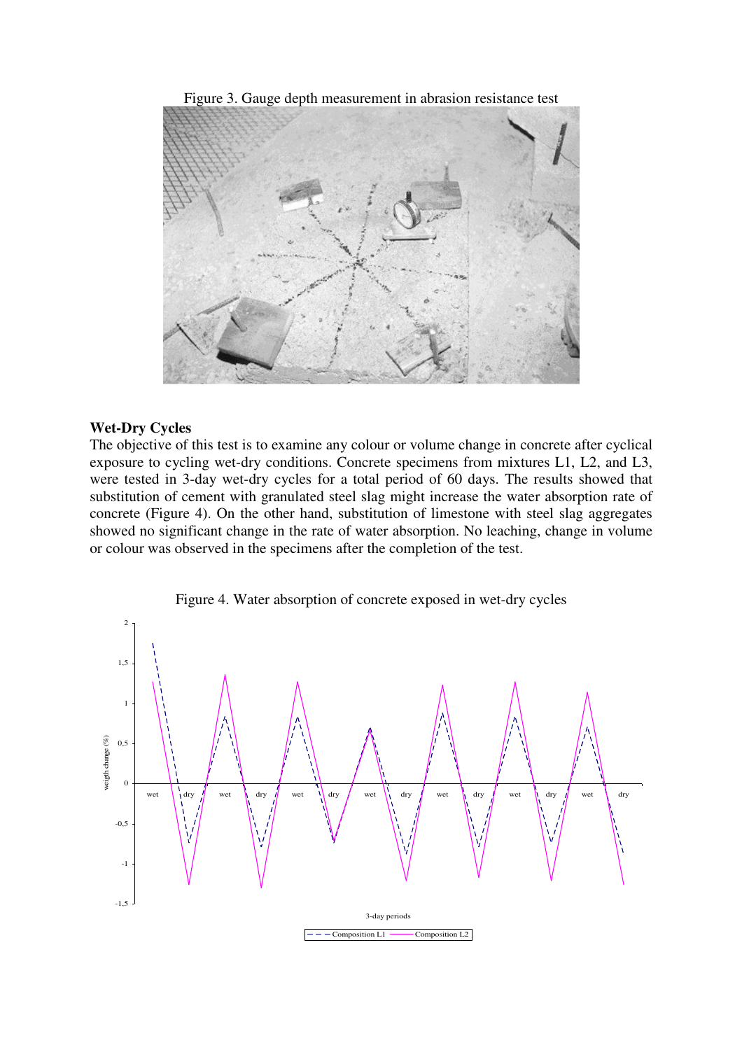Figure 3. Gauge depth measurement in abrasion resistance test

**Wet-Dry Cycles**

The objective of this test is to examine any colour or volume change in concrete after cyclical exposure to cycling wet-dry conditions. Concrete specimens from mixtures L1, L2, and L3, were tested in 3-day wet-dry cycles for a total period of 60 days. The results showed that substitution of cement with granulated steel slag might increase the water absorption rate of concrete (Figure 4). On the other hand, substitution of limestone with steel slag aggregates showed no significant change in the rate of water absorption. No leaching, change in volume or colour was observed in the specimens after the completion of the test.

Figure 4. Water absorption of concrete exposed in wet-dry cycles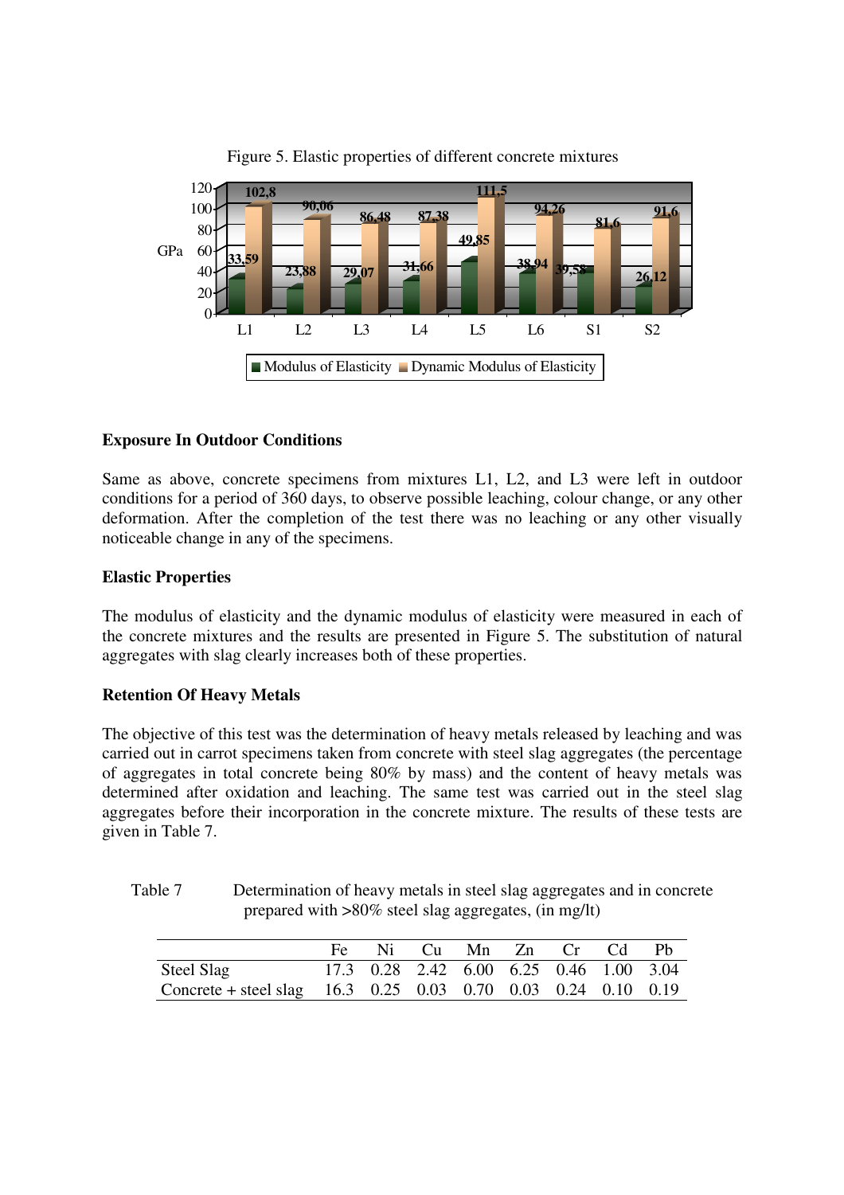Figure 5. Elastic properties of different concrete mixtures

| | L1 | L2 | L3 | L4 | L5 | L6 | S1 | S2 |
|---|---|---|---|---|---|---|---|---|
| Modulus of Elasticity | 33,59 | 23,88 | 29,07 | 31,66 | 49,85 | 38,94 | 39,58 | 26,12 |
| Dynamic Modulus of Elasticity | 102,8 | 90,06 | 86,48 | 87,38 | 111,5 | 94,26 | 81,6 | 91,6 |

## Exposure In Outdoor Conditions

Same as above, concrete specimens from mixtures L1, L2, and L3 were left in outdoor conditions for a period of 360 days, to observe possible leaching, colour change, or any other deformation. After the completion of the test there was no leaching or any other visually noticeable change in any of the specimens.

## Elastic Properties

The modulus of elasticity and the dynamic modulus of elasticity were measured in each of the concrete mixtures and the results are presented in Figure 5. The substitution of natural aggregates with slag clearly increases both of these properties.

## Retention Of Heavy Metals

The objective of this test was the determination of heavy metals released by leaching and was carried out in carrot specimens taken from concrete with steel slag aggregates (the percentage of aggregates in total concrete being 80% by mass) and the content of heavy metals was determined after oxidation and leaching. The same test was carried out in the steel slag aggregates before their incorporation in the concrete mixture. The results of these tests are given in Table 7.

Table 7 Determination of heavy metals in steel slag aggregates and in concrete prepared with >80% steel slag aggregates, (in mg/lt)

| | Fe | Ni | Cu | Mn | Zn | Cr | Cd | Pb |
|---|---|---|---|---|---|---|---|---|
| Steel Slag | 17.3 | 0.28 | 2.42 | 6.00 | 6.25 | 0.46 | 1.00 | 3.04 |
| Concrete + steel slag | 16.3 | 0.25 | 0.03 | 0.70 | 0.03 | 0.24 | 0.10 | 0.19 |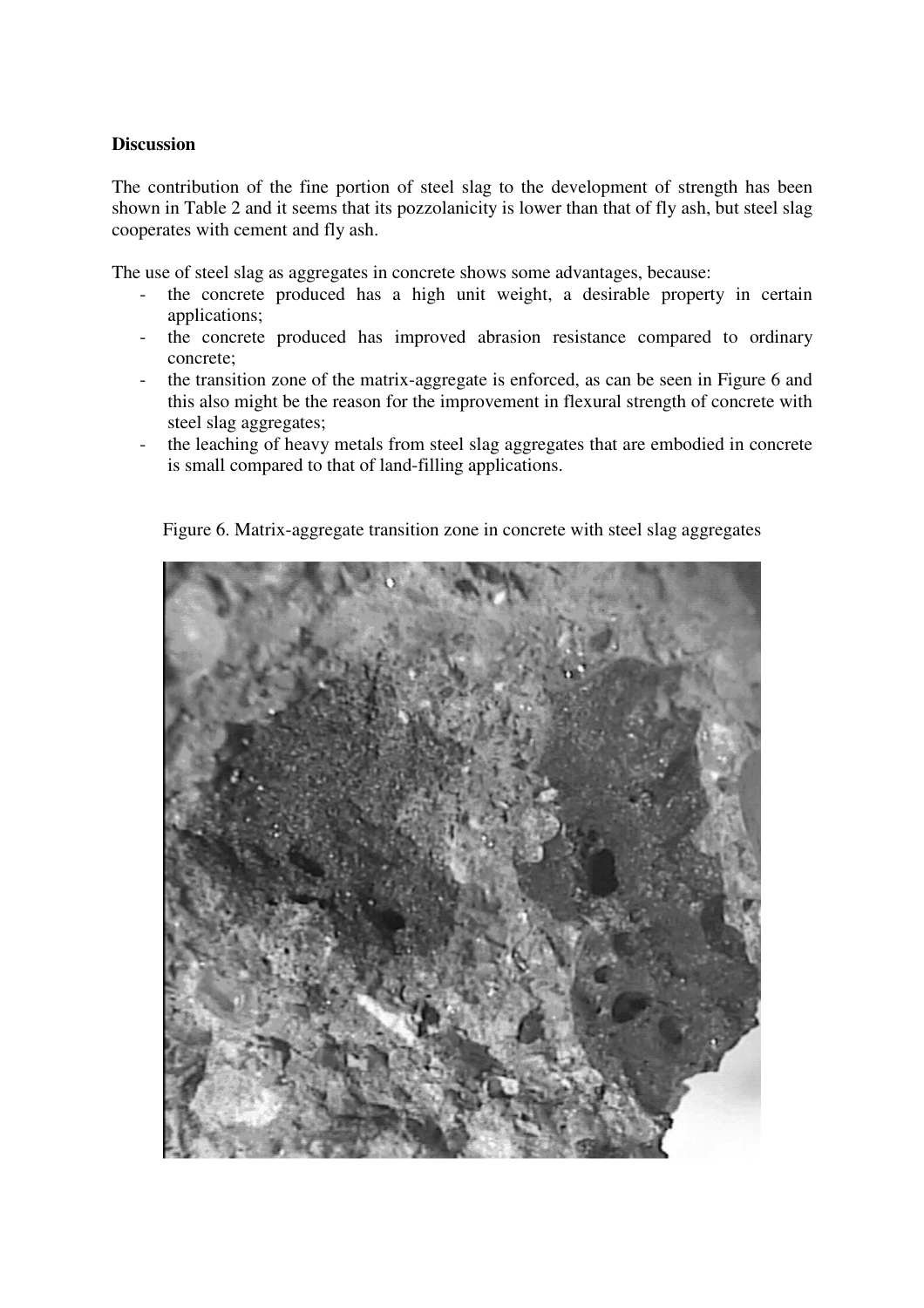**Discussion**

The contribution of the fine portion of steel slag to the development of strength has been shown in Table 2 and it seems that its pozzolanicity is lower than that of fly ash, but steel slag cooperates with cement and fly ash.

The use of steel slag as aggregates in concrete shows some advantages, because:

- the concrete produced has a high unit weight, a desirable property in certain applications;
- the concrete produced has improved abrasion resistance compared to ordinary concrete;
- the transition zone of the matrix-aggregate is enforced, as can be seen in Figure 6 and this also might be the reason for the improvement in flexural strength of concrete with steel slag aggregates;
- the leaching of heavy metals from steel slag aggregates that are embodied in concrete is small compared to that of land-filling applications.

Figure 6. Matrix-aggregate transition zone in concrete with steel slag aggregates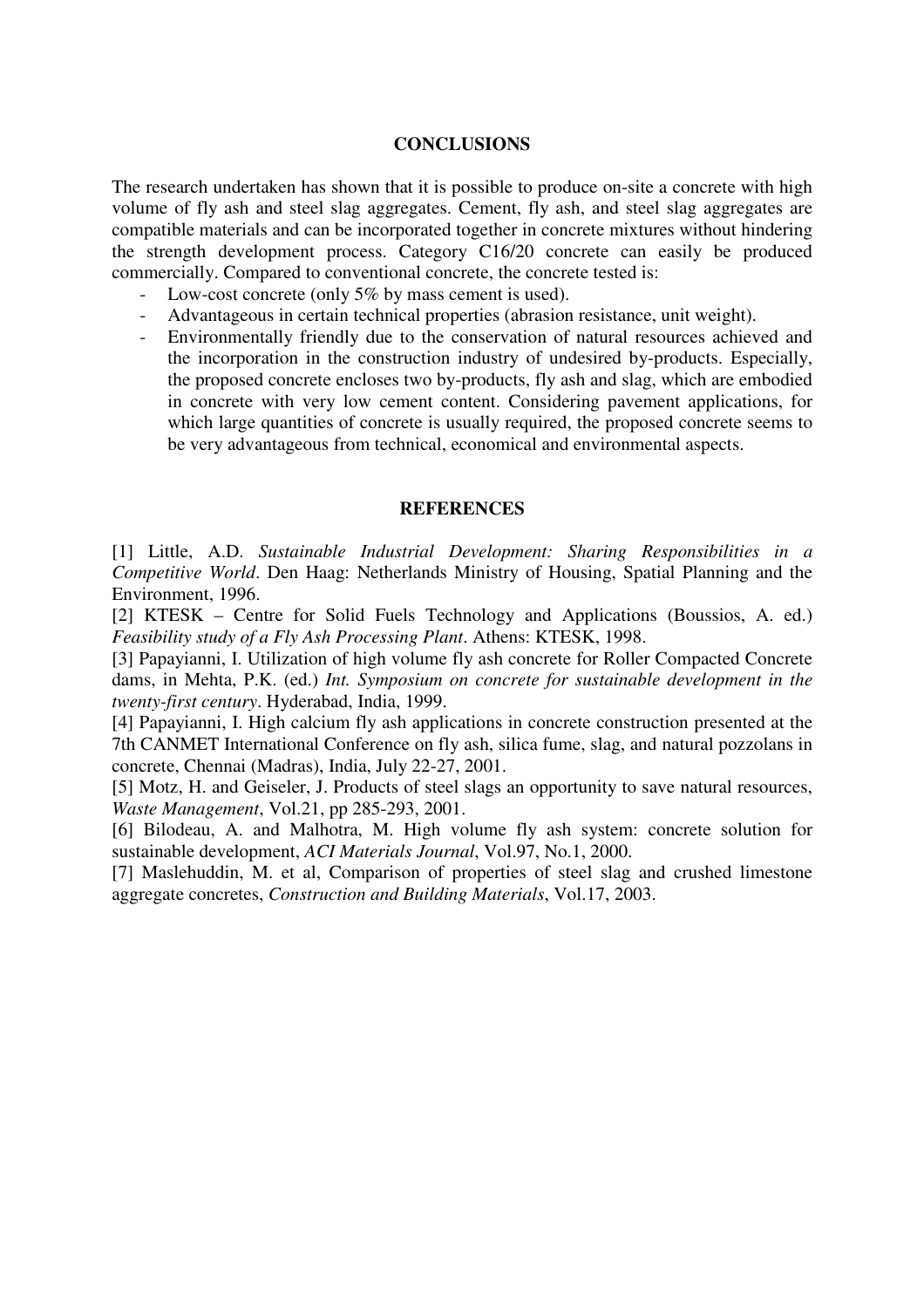## CONCLUSIONS

The research undertaken has shown that it is possible to produce on-site a concrete with high volume of fly ash and steel slag aggregates. Cement, fly ash, and steel slag aggregates are compatible materials and can be incorporated together in concrete mixtures without hindering the strength development process. Category C16/20 concrete can easily be produced commercially. Compared to conventional concrete, the concrete tested is:

- Low-cost concrete (only 5% by mass cement is used).
- Advantageous in certain technical properties (abrasion resistance, unit weight).
- Environmentally friendly due to the conservation of natural resources achieved and the incorporation in the construction industry of undesired by-products. Especially, the proposed concrete encloses two by-products, fly ash and slag, which are embodied in concrete with very low cement content. Considering pavement applications, for which large quantities of concrete is usually required, the proposed concrete seems to be very advantageous from technical, economical and environmental aspects.

## REFERENCES

[1] Little, A.D. *Sustainable Industrial Development: Sharing Responsibilities in a Competitive World*. Den Haag: Netherlands Ministry of Housing, Spatial Planning and the Environment, 1996.

[2] KTESK – Centre for Solid Fuels Technology and Applications (Boussios, A. ed.) *Feasibility study of a Fly Ash Processing Plant*. Athens: KTESK, 1998.

[3] Papayianni, I. Utilization of high volume fly ash concrete for Roller Compacted Concrete dams, in Mehta, P.K. (ed.) *Int. Symposium on concrete for sustainable development in the twenty-first century*. Hyderabad, India, 1999.

[4] Papayianni, I. High calcium fly ash applications in concrete construction presented at the 7th CANMET International Conference on fly ash, silica fume, slag, and natural pozzolans in concrete, Chennai (Madras), India, July 22-27, 2001.

[5] Motz, H. and Geiseler, J. Products of steel slags an opportunity to save natural resources, *Waste Management*, Vol.21, pp 285-293, 2001.

[6] Bilodeau, A. and Malhotra, M. High volume fly ash system: concrete solution for sustainable development, *ACI Materials Journal*, Vol.97, No.1, 2000.

[7] Maslehuddin, M. et al, Comparison of properties of steel slag and crushed limestone aggregate concretes, *Construction and Building Materials*, Vol.17, 2003.